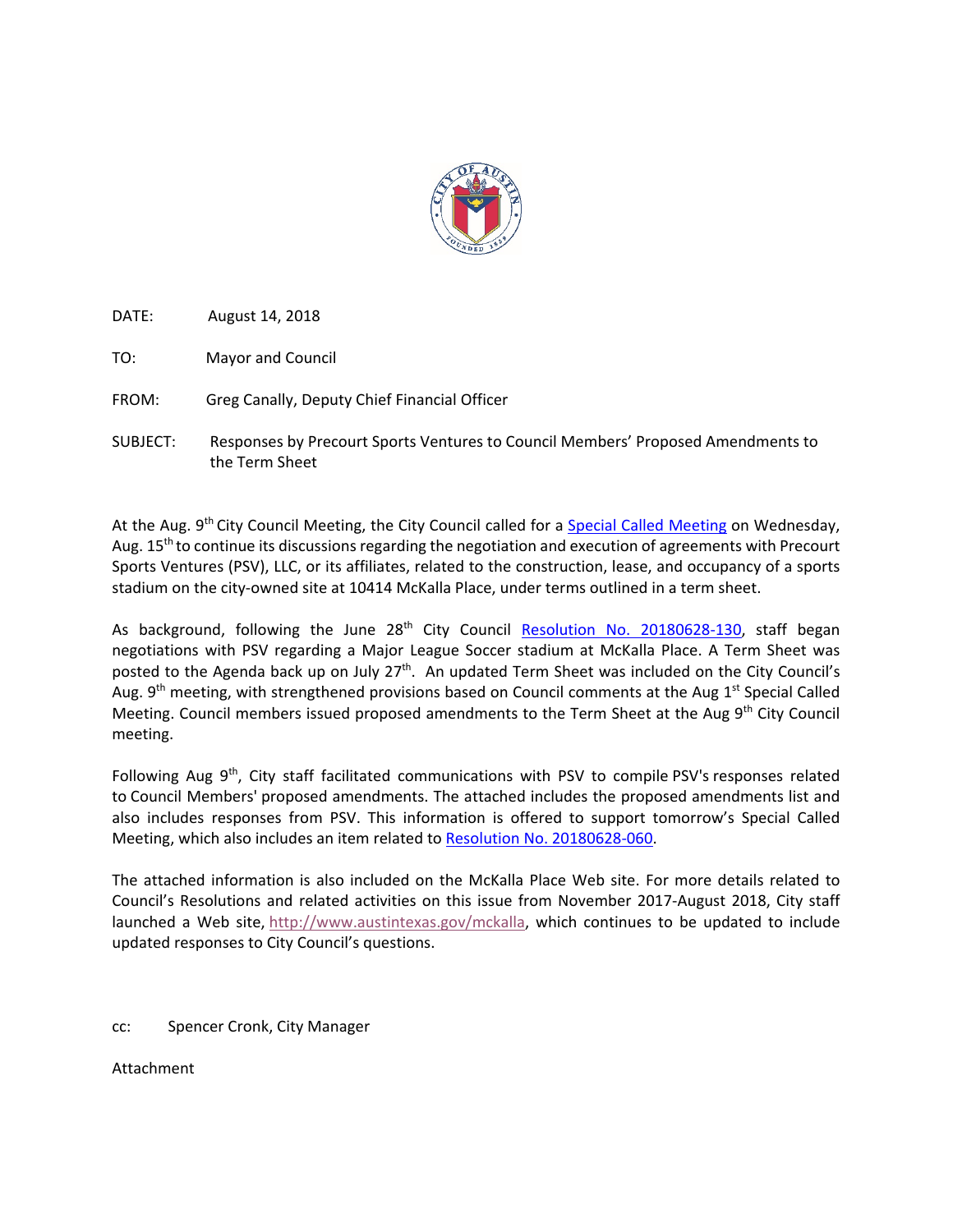DATE: August 14, 2018

TO: Mayor and Council

FROM: Greg Canally, Deputy Chief Financial Officer

SUBJECT: Responses by Precourt Sports Ventures to Council Members' Proposed Amendments to the Term Sheet

At the Aug. 9th City Council Meeting, the City Council called for a Special Called Meeting on Wednesday, Aug. 15th to continue its discussions regarding the negotiation and execution of agreements with Precourt Sports Ventures (PSV), LLC, or its affiliates, related to the construction, lease, and occupancy of a sports stadium on the city-owned site at 10414 McKalla Place, under terms outlined in a term sheet.

As background, following the June 28th City Council Resolution No. 20180628-130, staff began negotiations with PSV regarding a Major League Soccer stadium at McKalla Place. A Term Sheet was posted to the Agenda back up on July 27th. An updated Term Sheet was included on the City Council's Aug. 9th meeting, with strengthened provisions based on Council comments at the Aug 1st Special Called Meeting. Council members issued proposed amendments to the Term Sheet at the Aug 9th City Council meeting.

Following Aug 9th, City staff facilitated communications with PSV to compile PSV's responses related to Council Members' proposed amendments. The attached includes the proposed amendments list and also includes responses from PSV. This information is offered to support tomorrow's Special Called Meeting, which also includes an item related to Resolution No. 20180628-060.

The attached information is also included on the McKalla Place Web site. For more details related to Council's Resolutions and related activities on this issue from November 2017-August 2018, City staff launched a Web site, http://www.austintexas.gov/mckalla, which continues to be updated to include updated responses to City Council's questions.

cc: Spencer Cronk, City Manager

Attachment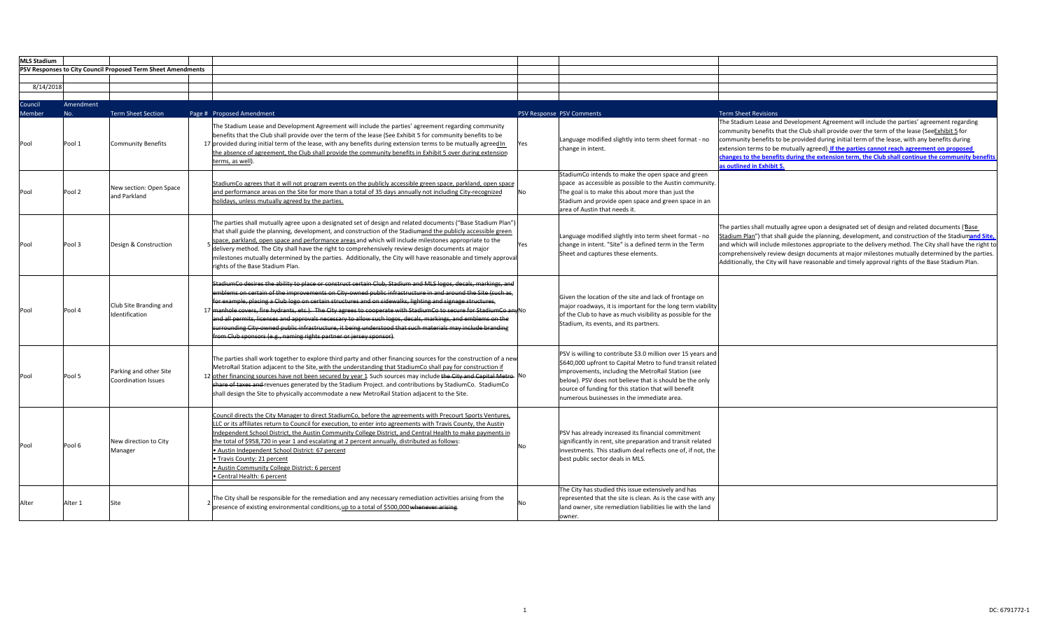**MLS Stadium**

**PSV Responses to City Council Proposed Term Sheet Amendments**

8/14/2018

| Council Member | Amendment No. | Term Sheet Section | Page # | Proposed Amendment | PSV Response | PSV Comments | Term Sheet Revisions |
|---|---|---|---|---|---|---|---|
| Pool | Pool 1 | Community Benefits | 17 | The Stadium Lease and Development Agreement will include the parties' agreement regarding community benefits that the Club shall provide over the term of the lease (See Exhibit 5 for community benefits to be provided during initial term of the lease, with any benefits during extension terms to be mutually agreed In the absence of agreement, the Club shall provide the community benefits in Exhibit 5 over during extension terms, as well). | Yes | Language modified slightly into term sheet format - no change in intent. | The Stadium Lease and Development Agreement will include the parties' agreement regarding community benefits that the Club shall provide over the term of the lease (SeeExhibit 5 for community benefits to be provided during initial term of the lease, with any benefits during extension terms to be mutually agreed). **If the parties cannot reach agreement on proposed changes to the benefits during the extension term, the Club shall continue the community benefits as outlined in Exhibit 5.** |
| Pool | Pool 2 | New section: Open Space and Parkland | | StadiumCo agrees that it will not program events on the publicly accessible green space, parkland, open space and performance areas on the Site for more than a total of 35 days annually not including City-recognized holidays, unless mutually agreed by the parties. | No | StadiumCo intends to make the open space and green space as accessible as possible to the Austin community. The goal is to make this about more than just the Stadium and provide open space and green space in an area of Austin that needs it. | |
| Pool | Pool 3 | Design & Construction | 5 | The parties shall mutually agree upon a designated set of design and related documents ("Base Stadium Plan") that shall guide the planning, development, and construction of the Stadiumand the publicly accessible green space, parkland, open space and performance areas and which will include milestones appropriate to the delivery method. The City shall have the right to comprehensively review design documents at major milestones mutually determined by the parties. Additionally, the City will have reasonable and timely approval rights of the Base Stadium Plan. | Yes | Language modified slightly into term sheet format - no change in intent. "Site" is a defined term in the Term Sheet and captures these elements. | The parties shall mutually agree upon a designated set of design and related documents ("Base Stadium Plan") that shall guide the planning, development, and construction of the Stadium**and Site,** and which will include milestones appropriate to the delivery method. The City shall have the right to comprehensively review design documents at major milestones mutually determined by the parties. Additionally, the City will have reasonable and timely approval rights of the Base Stadium Plan. |
| Pool | Pool 4 | Club Site Branding and Identification | 17 | ~~StadiumCo desires the ability to place or construct certain Club, Stadium and MLS logos, decals, markings, and emblems on certain of the improvements on City-owned public infrastructure in and around the Site (such as, for example, placing a Club logo on certain structures and on sidewalks, lighting and signage structures, manhole covers, fire hydrants, etc.). The City agrees to cooperate with StadiumCo to secure for StadiumCo any and all permits, licenses and approvals necessary to allow such logos, decals, markings, and emblems on the surrounding City-owned public infrastructure, it being understood that such materials may include branding from Club sponsors (e.g., naming rights partner or jersey sponsor).~~ | No | Given the location of the site and lack of frontage on major roadways, it is important for the long term viability of the Club to have as much visibility as possible for the Stadium, its events, and its partners. | |
| Pool | Pool 5 | Parking and other Site Coordination Issues | 12 | The parties shall work together to explore third party and other financing sources for the construction of a new MetroRail Station adjacent to the Site, with the understanding that StadiumCo shall pay for construction if other financing sources have not been secured by year 1. Such sources may include ~~the City and Capital Metro share of taxes and~~ revenues generated by the Stadium Project. and contributions by StadiumCo. StadiumCo shall design the Site to physically accommodate a new MetroRail Station adjacent to the Site. | No | PSV is willing to contribute $3.0 million over 15 years and $640,000 upfront to Capital Metro to fund transit related improvements, including the MetroRail Station (see below). PSV does not believe that is should be the only source of funding for this station that will benefit numerous businesses in the immediate area. | |
| Pool | Pool 6 | New direction to City Manager | | Council directs the City Manager to direct StadiumCo, before the agreements with Precourt Sports Ventures, LLC or its affiliates return to Council for execution, to enter into agreements with Travis County, the Austin Independent School District, the Austin Community College District, and Central Health to make payments in the total of $958,720 in year 1 and escalating at 2 percent annually, distributed as follows:<br>• Austin Independent School District: 67 percent<br>• Travis County: 21 percent<br>• Austin Community College District: 6 percent<br>• Central Health: 6 percent | No | PSV has already increased its financial commitment significantly in rent, site preparation and transit related investments. This stadium deal reflects one of, if not, the best public sector deals in MLS. | |
| Alter | Alter 1 | Site | 2 | The City shall be responsible for the remediation and any necessary remediation activities arising from the presence of existing environmental conditions, up to a total of $500,000 ~~whenever arising~~. | No | The City has studied this issue extensively and has represented that the site is clean. As is the case with any land owner, site remediation liabilities lie with the land owner. | |

DC: 6791772-1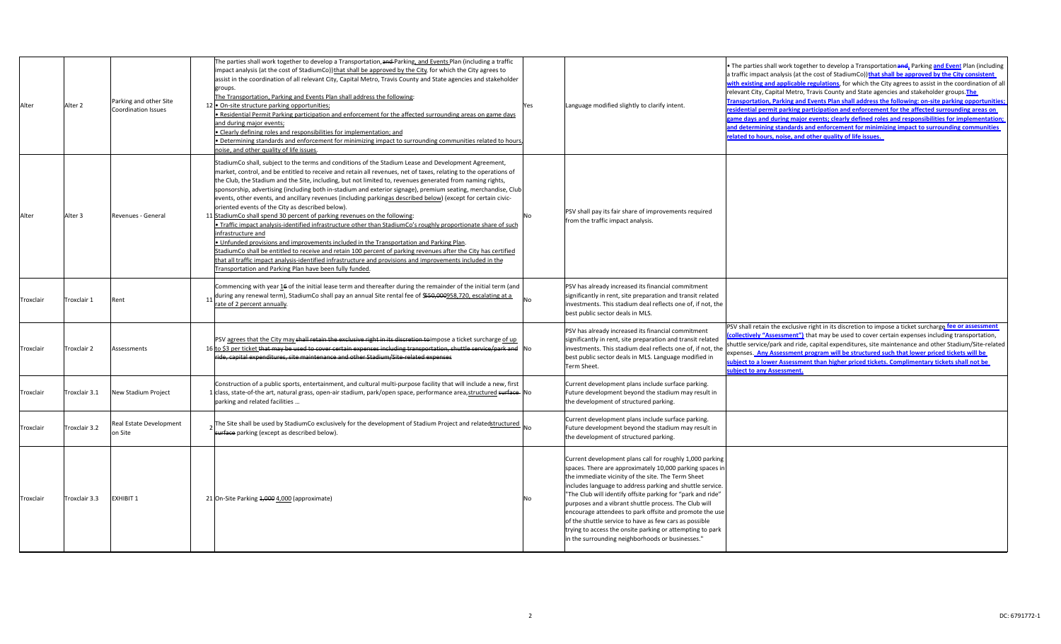| Alter | Alter 2 | Parking and other Site Coordination Issues | 12 | The parties shall work together to develop a Transportation, ~~and~~ Parking, and Events Plan (including a traffic impact analysis (at the cost of StadiumCo)) that shall be approved by the City for which the City agrees to assist in the coordination of all relevant City, Capital Metro, Travis County and State agencies and stakeholder groups. The Transportation, Parking and Events Plan shall address the following: • On-site structure parking opportunities; • Residential Permit Parking participation and enforcement for the affected surrounding areas on game days and during major events; • Clearly defining roles and responsibilities for implementation; and • Determining standards and enforcement for minimizing impact to surrounding communities related to hours, noise, and other quality of life issues. | Yes | Language modified slightly to clarify intent. | • The parties shall work together to develop a Transportation ~~and~~, Parking **and Event** Plan (including a traffic impact analysis (at the cost of StadiumCo)) **that shall be approved by the City consistent with existing and applicable regulations**, for which the City agrees to assist in the coordination of all relevant City, Capital Metro, Travis County and State agencies and stakeholder groups. **The Transportation, Parking and Events Plan shall address the following: on-site parking opportunities; residential permit parking participation and enforcement for the affected surrounding areas on game days and during major events; clearly defined roles and responsibilities for implementation; and determining standards and enforcement for minimizing impact to surrounding communities related to hours, noise, and other quality of life issues.** |
|---|---|---|---|---|---|---|---|
| Alter | Alter 3 | Revenues - General | 11 | StadiumCo shall, subject to the terms and conditions of the Stadium Lease and Development Agreement, market, control, and be entitled to receive and retain all revenues, net of taxes, relating to the operations of the Club, the Stadium and the Site, including, but not limited to, revenues generated from naming rights, sponsorship, advertising (including both in-stadium and exterior signage), premium seating, merchandise, Club events, other events, and ancillary revenues (including parkingas described below) (except for certain civic-oriented events of the City as described below). StadiumCo shall spend 30 percent of parking revenues on the following: • Traffic impact analysis-identified infrastructure other than StadiumCo's roughly proportionate share of such infrastructure and • Unfunded provisions and improvements included in the Transportation and Parking Plan. StadiumCo shall be entitled to receive and retain 100 percent of parking revenues after the City has certified that all traffic impact analysis-identified infrastructure and provisions and improvements included in the Transportation and Parking Plan have been fully funded. | No | PSV shall pay its fair share of improvements required from the traffic impact analysis. | |
| Troxclair | Troxclair 1 | Rent | 11 | Commencing with year 1~~6~~ of the initial lease term and thereafter during the remainder of the initial term (and during any renewal term), StadiumCo shall pay an annual Site rental fee of $~~550,000~~958,720, escalating at a rate of 2 percent annually. | No | PSV has already increased its financial commitment significantly in rent, site preparation and transit related investments. This stadium deal reflects one of, if not, the best public sector deals in MLS. | |
| Troxclair | Troxclair 2 | Assessments | 16 | PSV agrees that the City may ~~shall retain the exclusive right in its discretion to~~ impose a ticket surcharge of up to $3 per ticket ~~that may be used to cover certain expenses including transportation, shuttle service/park and ride, capital expenditures, site maintenance and other Stadium/Site-related expenses~~ | No | PSV has already increased its financial commitment significantly in rent, site preparation and transit related investments. This stadium deal reflects one of, if not, the best public sector deals in MLS. Language modified in Term Sheet. | PSV shall retain the exclusive right in its discretion to impose a ticket surcharge **fee or assessment (collectively "Assessment")** that may be used to cover certain expenses including transportation, shuttle service/park and ride, capital expenditures, site maintenance and other Stadium/Site-related expenses. **Any Assessment program will be structured such that lower priced tickets will be subject to a lower Assessment than higher priced tickets. Complimentary tickets shall not be subject to any Assessment.** |
| Troxclair | Troxclair 3.1 | New Stadium Project | 1 | Construction of a public sports, entertainment, and cultural multi-purpose facility that will include a new, first class, state-of-the art, natural grass, open-air stadium, park/open space, performance area, structured ~~surface~~ parking and related facilities … | No | Current development plans include surface parking. Future development beyond the stadium may result in the development of structured parking. | |
| Troxclair | Troxclair 3.2 | Real Estate Development on Site | 2 | The Site shall be used by StadiumCo exclusively for the development of Stadium Project and related structured ~~surface~~ parking (except as described below). | No | Current development plans include surface parking. Future development beyond the stadium may result in the development of structured parking. | |
| Troxclair | Troxclair 3.3 | EXHIBIT 1 | 21 | On-Site Parking ~~1,000~~ 4,000 (approximate) | No | Current development plans call for roughly 1,000 parking spaces. There are approximately 10,000 parking spaces in the immediate vicinity of the site. The Term Sheet includes language to address parking and shuttle service. "The Club will identify offsite parking for "park and ride" purposes and a vibrant shuttle process. The Club will encourage attendees to park offsite and promote the use of the shuttle service to have as few cars as possible trying to access the onsite parking or attempting to park in the surrounding neighborhoods or businesses." | |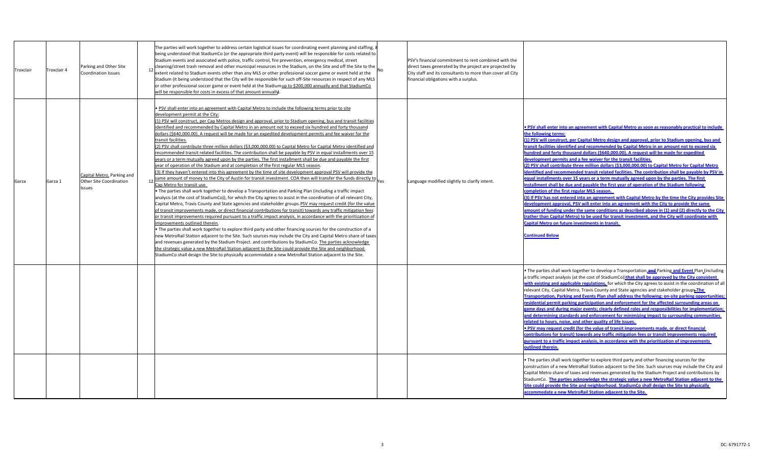| | | | | | | | |
|---|---|---|---|---|---|---|---|
| Troxclair | Troxclair 4 | Parking and Other Site Coordination Issues | 12 | The parties will work together to address certain logistical issues for coordinating event planning and staffing, it being understood that StadiumCo (or the appropriate third party event) will be responsible for costs related to Stadium events and associated with police, traffic control, fire prevention, emergency medical, street cleaning/street trash removal and other municipal resources in the Stadium, on the Site and off the Site to the extent related to Stadium events other than any MLS or other professional soccer game or event held at the Stadium (it being understood that the City will be responsible for such off-Site resources in respect of any MLS or other professional soccer game or event held at the Stadium up to $200,000 annually and that StadiumCo will be responsible for costs in excess of that amount annually). | No | PSV's financial commitment to rent combined with the direct taxes generated by the project are projected by City staff and its consultants to more than cover all City financial obligations with a surplus. | |
| Garza | Garza 1 | Capital Metro, Parking and Other Site Coordination Issues | 12 | • PSV shall enter into an agreement with Capital Metro to include the following terms prior to site development permit at the City:<br>(1) PSV will construct, per Cap Metros design and approval, prior to Stadium opening, bus and transit facilities identified and recommended by Capital Metro in an amount not to exceed six hundred and forty thousand dollars ($640,000.00). A request will be made for an expedited development permits and fee waiver for the transit facilities.<br>(2) PSV shall contribute three million dollars ($3,000,000.00) to Capital Metro for Capital Metro identified and recommended transit related facilities. The contribution shall be payable by PSV in equal installments over 15 years or a term mutually agreed upon by the parties. The first installment shall be due and payable the first year of operation of the Stadium and at completion of the first regular MLS season.<br>(3) If they haven't entered into this agreement by the time of site development approval PSV will provide the same amount of money to the City of Austin for transit investment. COA then will transfer the funds directly to Cap Metro for transit use.<br>• The parties shall work together to develop a Transportation and Parking Plan (including a traffic impact analysis (at the cost of StadiumCo)), for which the City agrees to assist in the coordination of all relevant City, Capital Metro, Travis County and State agencies and stakeholder groups. PSV may request credit (for the value of transit improvements made, or direct financial contributions for transit) towards any traffic mitigation fees or transit improvements required pursuant to a traffic impact analysis, in accordance with the prioritization of improvements outlined therein.<br>• The parties shall work together to explore third party and other financing sources for the construction of a new MetroRail Station adjacent to the Site. Such sources may include the City and Capital Metro share of taxes and revenues generated by the Stadium Project. and contributions by StadiumCo. The parties acknowledge the strategic value a new MetroRail Station adjacent to the Site could provide the Site and neighborhood. StadiumCo shall design the Site to physically accommodate a new MetroRail Station adjacent to the Site. | Yes | Language modified slightly to clarify intent. | **• PSV shall enter into an agreement with Capital Metro as soon as reasonably practical to include the following terms:**<br>**(1) PSV will construct, per Capital Metro design and approval, prior to Stadium opening, bus and transit facilities identified and recommended by Capital Metro in an amount not to exceed six hundred and forty thousand dollars ($640,000.00). A request will be made for expedited development permits and a fee waiver for the transit facilities.**<br>**(2) PSV shall contribute three million dollars ($3,000,000.00) to Capital Metro for Capital Metro identified and recommended transit related facilities. The contribution shall be payable by PSV in equal installments over 15 years or a term mutually agreed upon by the parties. The first installment shall be due and payable the first year of operation of the Stadium following completion of the first regular MLS season.**<br>**(3) If PSV has not entered into an agreement with Capital Metro by the time the City provides Site development approval, PSV will enter into an agreement with the City to provide the same amount of funding under the same conditions as described above in (1) and (2) directly to the City (rather than Capital Metro) to be used for transit investment, and the City will coordinate with Capital Metro on future investments in transit.**<br><br>**Continued Below** |
| | | | | | | | • The parties shall work together to develop a Transportation **and** Parking **and Event** Plan (including a traffic impact analysis (at the cost of StadiumCo)) **that shall be approved by the City consistent with existing and applicable regulations,** for which the City agrees to assist in the coordination of all relevant City, Capital Metro, Travis County and State agencies and stakeholder groups. **The Transportation, Parking and Events Plan shall address the following: on-site parking opportunities; residential permit parking participation and enforcement for the affected surrounding areas on game days and during major events; clearly defined roles and responsibilities for implementation; and determining standards and enforcement for minimizing impact to surrounding communities related to hours, noise, and other quality of life issues.**<br>**• PSV may request credit (for the value of transit improvements made, or direct financial contributions for transit) towards any traffic mitigation fees or transit improvements required pursuant to a traffic impact analysis, in accordance with the prioritization of improvements outlined therein.** |
| | | | | | | | • The parties shall work together to explore third party and other financing sources for the construction of a new MetroRail Station adjacent to the Site. Such sources may include the City and Capital Metro share of taxes and revenues generated by the Stadium Project and contributions by StadiumCo. **The parties acknowledge the strategic value a new MetroRail Station adjacent to the Site could provide the Site and neighborhood. StadiumCo shall design the Site to physically accommodate a new MetroRail Station adjacent to the Site.** |

DC: 6791772-1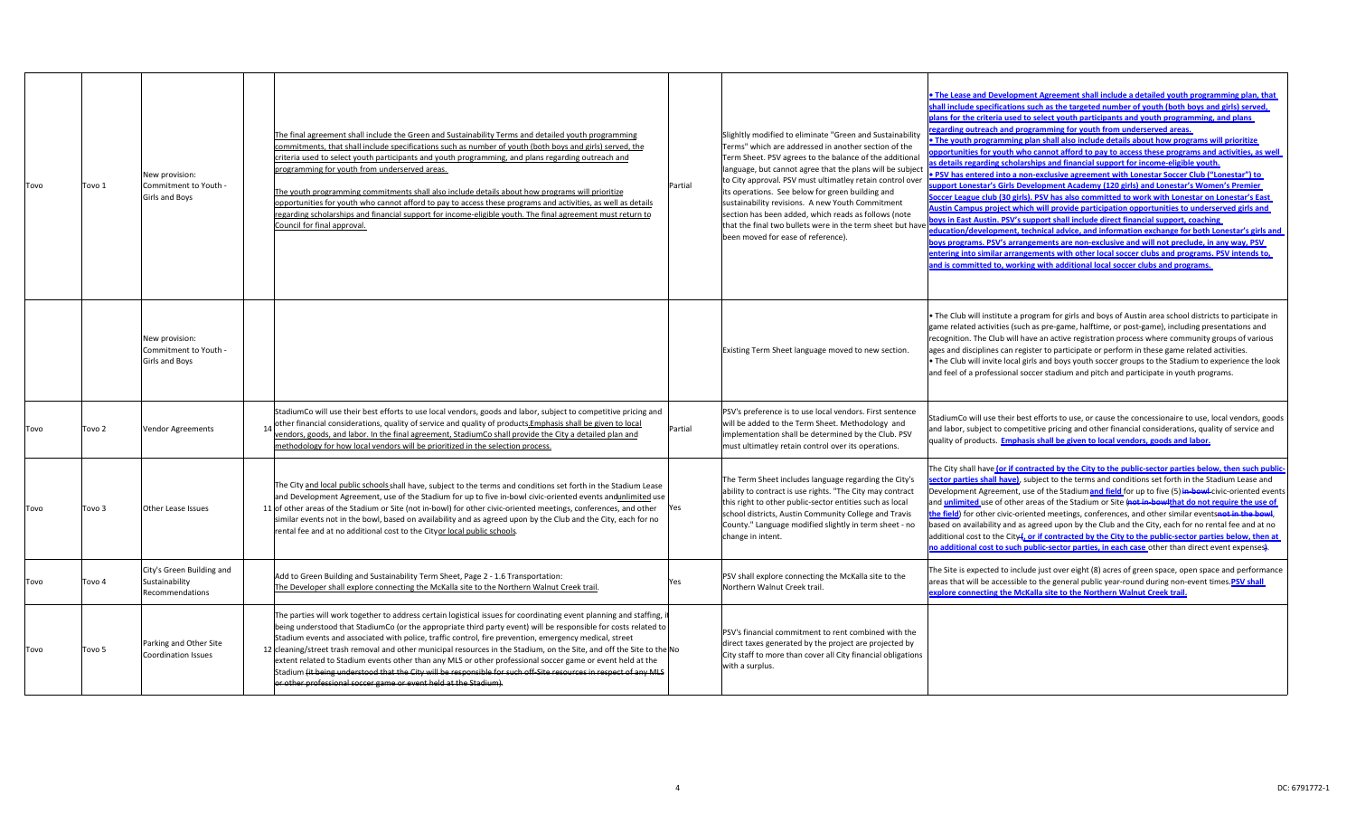| Tovo | Tovo 1 | New provision: Commitment to Youth - Girls and Boys | | The final agreement shall include the Green and Sustainability Terms and detailed youth programming commitments, that shall include specifications such as number of youth (both boys and girls) served, the criteria used to select youth participants and youth programming, and plans regarding outreach and programming for youth from underserved areas. The youth programming commitments shall also include details about how programs will prioritize opportunities for youth who cannot afford to pay to access these programs and activities, as well as details regarding scholarships and financial support for income-eligible youth. The final agreement must return to Council for final approval. | Partial | Slighltly modified to eliminate "Green and Sustainability Terms" which are addressed in another section of the Term Sheet. PSV agrees to the balance of the additional language, but cannot agree that the plans will be subject to City approval. PSV must ultimatley retain control over its operations. See below for green building and sustainability revisions. A new Youth Commitment section has been added, which reads as follows (note that the final two bullets were in the term sheet but have been moved for ease of reference). | • The Lease and Development Agreement shall include a detailed youth programming plan, that shall include specifications such as the targeted number of youth (both boys and girls) served, plans for the criteria used to select youth participants and youth programming, and plans regarding outreach and programming for youth from underserved areas. • The youth programming plan shall also include details about how programs will prioritize opportunities for youth who cannot afford to pay to access these programs and activities, as well as details regarding scholarships and financial support for income-eligible youth. • PSV has entered into a non-exclusive agreement with Lonestar Soccer Club ("Lonestar") to support Lonestar's Girls Development Academy (120 girls) and Lonestar's Women's Premier Soccer League club (30 girls). PSV has also committed to work with Lonestar on Lonestar's East Austin Campus project which will provide participation opportunities to underserved girls and boys in East Austin. PSV's support shall include direct financial support, coaching education/development, technical advice, and information exchange for both Lonestar's girls and boys programs. PSV's arrangements are non-exclusive and will not preclude, in any way, PSV entering into similar arrangements with other local soccer clubs and programs. PSV intends to, and is committed to, working with additional local soccer clubs and programs. |
|---|---|---|---|---|---|---|---|
| | | New provision: Commitment to Youth - Girls and Boys | | | | Existing Term Sheet language moved to new section. | • The Club will institute a program for girls and boys of Austin area school districts to participate in game related activities (such as pre-game, halftime, or post-game), including presentations and recognition. The Club will have an active registration process where community groups of various ages and disciplines can register to participate or perform in these game related activities. • The Club will invite local girls and boys youth soccer groups to the Stadium to experience the look and feel of a professional soccer stadium and pitch and participate in youth programs. |
| Tovo | Tovo 2 | Vendor Agreements | 14 | StadiumCo will use their best efforts to use local vendors, goods and labor, subject to competitive pricing and other financial considerations, quality of service and quality of products. Emphasis shall be given to local vendors, goods, and labor. In the final agreement, StadiumCo shall provide the City a detailed plan and methodology for how local vendors will be prioritized in the selection process. | Partial | PSV's preference is to use local vendors. First sentence will be added to the Term Sheet. Methodology and implementation shall be determined by the Club. PSV must ultimatley retain control over its operations. | StadiumCo will use their best efforts to use, or cause the concessionaire to use, local vendors, goods and labor, subject to competitive pricing and other financial considerations, quality of service and quality of products. Emphasis shall be given to local vendors, goods and labor. |
| Tovo | Tovo 3 | Other Lease Issues | 11 | The City and local public schools shall have, subject to the terms and conditions set forth in the Stadium Lease and Development Agreement, use of the Stadium for up to five in-bowl civic-oriented events and unlimited use of other areas of the Stadium or Site (not in-bowl) for other civic-oriented meetings, conferences, and other similar events not in the bowl, based on availability and as agreed upon by the Club and the City, each for no rental fee and at no additional cost to the City or local public schools. | Yes | The Term Sheet includes language regarding the City's ability to contract is use rights. "The City may contract this right to other public-sector entities such as local school districts, Austin Community College and Travis County." Language modified slightly in term sheet - no change in intent. | The City shall have (or if contracted by the City to the public-sector parties below, then such public-sector parties shall have), subject to the terms and conditions set forth in the Stadium Lease and Development Agreement, use of the Stadium and field for up to five (5) ~~in-bowl~~ civic-oriented events and unlimited use of other areas of the Stadium or Site ~~(not in-bowl)~~ that do not require the use of the field) for other civic-oriented meetings, conferences, and other similar events ~~not in the bowl~~, based on availability and as agreed upon by the Club and the City, each for no rental fee and at no additional cost to the City ~~(~~, or if contracted by the City to the public-sector parties below, then at no additional cost to such public-sector parties, in each case other than direct event expenses~~)~~. |
| Tovo | Tovo 4 | City's Green Building and Sustainability Recommendations | | Add to Green Building and Sustainability Term Sheet, Page 2 - 1.6 Transportation: The Developer shall explore connecting the McKalla site to the Northern Walnut Creek trail. | Yes | PSV shall explore connecting the McKalla site to the Northern Walnut Creek trail. | The Site is expected to include just over eight (8) acres of green space, open space and performance areas that will be accessible to the general public year-round during non-event times. PSV shall explore connecting the McKalla site to the Northern Walnut Creek trail. |
| Tovo | Tovo 5 | Parking and Other Site Coordination Issues | 12 | The parties will work together to address certain logistical issues for coordinating event planning and staffing, it being understood that StadiumCo (or the appropriate third party event) will be responsible for costs related to Stadium events and associated with police, traffic control, fire prevention, emergency medical, street cleaning/street trash removal and other municipal resources in the Stadium, on the Site, and off the Site to the extent related to Stadium events other than any MLS or other professional soccer game or event held at the Stadium ~~(it being understood that the City will be responsible for such off-Site resources in respect of any MLS or other professional soccer game or event held at the Stadium)~~. | No | PSV's financial commitment to rent combined with the direct taxes generated by the project are projected by City staff to more than cover all City financial obligations with a surplus. | |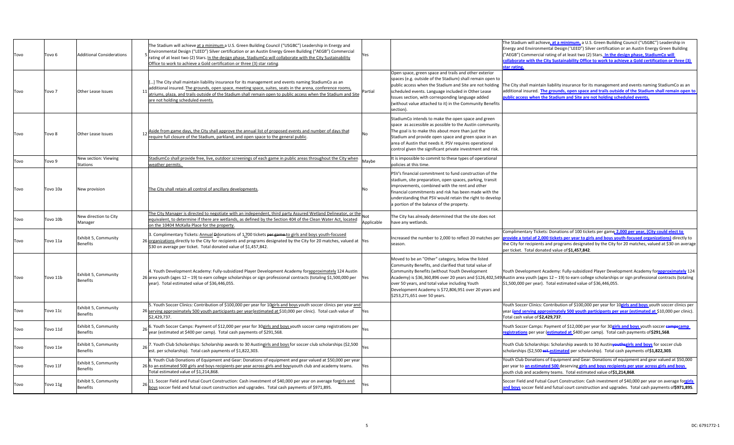| | | | | | | |
|---|---|---|---|---|---|---|
| Tovo | Tovo 6 | Additional Considerations | 5 The Stadium will achieve at a minimum a U.S. Green Building Council ("USGBC") Leadership in Energy and Environmental Design ("LEED") Silver certification or an Austin Energy Green Building ("AEGB") Commercial rating of at least two (2) Stars. In the design phase, StadiumCo will collaborate with the City Sustainability Office to work to achieve a Gold certification or three (3) star rating | Yes | | The Stadium will achieve, **at a minimum,** a U.S. Green Building Council ("USGBC") Leadership in Energy and Environmental Design ("LEED") Silver certification or an Austin Energy Green Building ("AEGB") Commercial rating of at least two (2) Stars**. In the design phase, StadiumCo will collaborate with the City Sustainability Office to work to achieve a Gold certification or three (3) star rating.** |
| Tovo | Tovo 7 | Other Lease Issues | 11 [...] The City shall maintain liability insurance for its management and events naming StadiumCo as an additional insured. The grounds, open space, meeting space, suites, seats in the arena, conference rooms, atriums, plaza, and trails outside of the Stadium shall remain open to public access when the Stadium and Site are not holding scheduled events. | Partial | Open space, green space and trails and other exterior spaces (e.g. outside of the Stadium) shall remain open to public access when the Stadium and Site are not holding scheduled events. Language included in Other Lease Issues section, with corresponding language added (without value attached to it) in the Community Benefits section). | The City shall maintain liability insurance for its management and events naming StadiumCo as an additional insured. **The grounds, open space and trails outside of the Stadium shall remain open to public access when the Stadium and Site are not holding scheduled events.** |
| Tovo | Tovo 8 | Other Lease Issues | 12 Aside from game days, the City shall approve the annual list of proposed events and number of days that require full closure of the Stadium, parkland, and open space to the general public. | No | StadiumCo intends to make the open space and green space as accessible as possible to the Austin community. The goal is to make this about more than just the Stadium and provide open space and green space in an area of Austin that needs it. PSV requires operational control given the significant private investment and risk. | |
| Tovo | Tovo 9 | New section: Viewing Stations | StadiumCo shall provide free, live, outdoor screenings of each game in public areas throughout the City when weather permits. | Maybe | It is impossible to commit to these types of operational policies at this time. | |
| Tovo | Tovo 10a | New provision | The City shall retain all control of ancillary developments. | No | PSV's financial commitment to fund construction of the stadium, site preparation, open spaces, parking, transit improvements, combined with the rent and other financial commitments and risk has been made with the understanding that PSV would retain the right to develop a portion of the balance of the property. | |
| Tovo | Tovo 10b | New direction to City Manager | The City Manager is directed to negotiate with an independent, third party Assured Wetland Delineator, or the equivalent, to determine if there are wetlands, as defined by the Section 404 of the Clean Water Act, located on the 10404 McKalla Place for the property. | Not Applicable | The City has already determined that the site does not have any wetlands. | |
| Tovo | Tovo 11a | Exhibit 5, Community Benefits | 26 3. Complimentary Tickets: Annual ~~D~~donations of 1,700 tickets ~~per game~~ to girls and boys youth-focused organizations directly to the City for recipients and programs designated by the City for 20 matches, valued at $30 on average per ticket. Total donated value of $1,457,842. | Yes | Increased the number to 2,000 to reflect 20 matches per season. | Complimentary Tickets: Donations of 100 tickets per game **2,000 per year, (City could elect to provide a total of 2,000 tickets per year to girls and boys youth-focused organizations)** directly to the City for recipients and programs designated by the City for 20 matches, valued at $30 on average per ticket. Total donated value of **$1,457,842**. |
| Tovo | Tovo 11b | Exhibit 5, Community Benefits | 26 4. Youth Development Academy: Fully-subsidized Player Development Academy for approximately 124 Austin area youth (ages 12 – 19) to earn college scholarships or sign professional contracts (totaling $1,500,000 per year). Total estimated value of $36,446,055. | Yes | Moved to be an "Other" category, below the listed Community Benefits, and clarified that total value of Community Benefits (without Youth Development Academy) is $36,360,896 over 20 years and $126,402,549 over 50 years, and total value including Youth Development Academy is $72,806,951 over 20 years and $253,271,651 over 50 years. | Youth Development Academy: Fully-subsidized Player Development Academy for **approximately** 124 Austin area youth (ages 12 – 19) to earn college scholarships or sign professional contracts (totaling $1,500,000 per year). Total estimated value of $36,446,055. |
| Tovo | Tovo 11c | Exhibit 5, Community Benefits | 26 5. Youth Soccer Clinics: Contribution of $100,000 per year for 10 girls and boys youth soccer clinics per year and serving approximately 500 youth participants per year (estimated at $10,000 per clinic). Total cash value of $2,429,737. | Yes | | Youth Soccer Clinics: Contribution of $100,000 per year for 10 **girls and boys** youth soccer clinics per year ~~(~~**and serving approximately 500 youth participants per year (estimated at** $10,000 per clinic). Total cash value of **$2,429,737**. |
| Tovo | Tovo 11d | Exhibit 5, Community Benefits | 26 6. Youth Soccer Camps: Payment of $12,000 per year for 30 girls and boys youth soccer camp registrations per year (estimated at $400 per camp). Total cash payments of $291,568. | Yes | | Youth Soccer Camps: Payment of $12,000 per year for 30 **girls and boys** youth soccer ~~camps~~**camp registrations** per year (**estimated at** $400 per camp). Total cash payments of **$291,568**. |
| Tovo | Tovo 11e | Exhibit 5, Community Benefits | 26 7. Youth Club Scholarships: Scholarship awards to 30 Austin girls and boys for soccer club scholarships ($2,500 est. per scholarship). Total cash payments of $1,822,303. | Yes | | Youth Club Scholarships: Scholarship awards to 30 Austin ~~youths~~ **girls and boys** for soccer club scholarships ($2,500 ~~est.~~ **estimated** per scholarship). Total cash payments of **$1,822,303**. |
| Tovo | Tovo 11f | Exhibit 5, Community Benefits | 26 8. Youth Club Donations of Equipment and Gear: Donations of equipment and gear valued at $50,000 per year to an estimated 500 girls and boys recipients per year across girls and boys youth club and academy teams. Total estimated value of $1,214,868. | Yes | | Youth Club Donations of Equipment and Gear: Donations of equipment and gear valued at $50,000 per year to **an estimated 500** deserving **girls and boys recipients per year across girls and boys** youth club and academy teams. Total estimated value of **$1,214,868**. |
| Tovo | Tovo 11g | Exhibit 5, Community Benefits | 26 11. Soccer Field and Futsal Court Construction: Cash investment of $40,000 per year on average for girls and boys soccer field and futsal court construction and upgrades. Total cash payments of $971,895. | Yes | | Soccer Field and Futsal Court Construction: Cash investment of $40,000 per year on average for **girls and boys** soccer field and futsal court construction and upgrades. Total cash payments of **$971,895**. |

DC: 6791772-1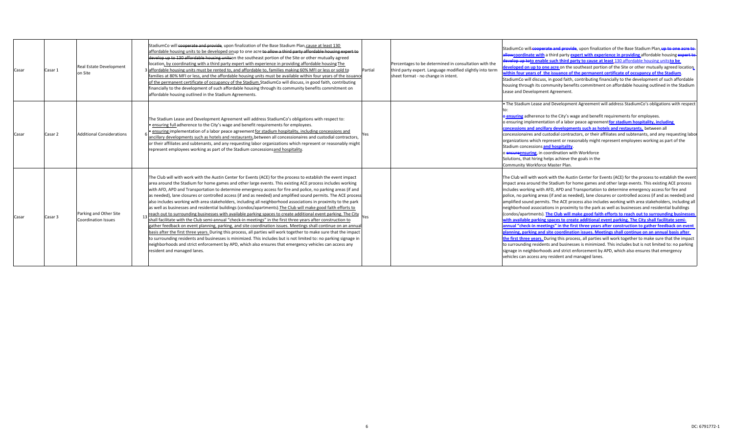| | | | | | | | |
|---|---|---|---|---|---|---|---|
| Casar | Casar 1 | Real Estate Development on Site | 3 | StadiumCo will ~~cooperate and provide~~, upon finalization of the Base Stadium Plan, cause at least 130 affordable housing units to be developed onup to one acre ~~to allow a third party affordable housing expert to develop up to 130 affordable housing units~~on the southeast portion of the Site or other mutually agreed location, by coordinating with a third party expert with experience in providing affordable housing The affordable housing units must be rented to, and affordable to, families making 60% MFI or less or sold to families at 80% MFI or less, and the affordable housing units must be available within four years of the issuance of the permanent certificate of occupancy of the Stadium. StadiumCo will discuss, in good faith, contributing financially to the development of such affordable housing through its community benefits commitment on affordable housing outlined in the Stadium Agreements. | Partial | Percentages to be determined in consultation with the third party expert. Language modified slightly into term sheet format - no change in intent. | StadiumCo will ~~cooperate and provide~~, upon finalization of the Base Stadium Plan, ~~up to one acre to allow~~coordinate with a third party expert with experience in providing affordable housing ~~expert to develop up to~~to enable such third party to cause at least 130 affordable housing units to be developed on up to one acre on the southeast portion of the Site or other mutually agreed location within four years of the issuance of the permanent certificate of occupancy of the Stadium. StadiumCo will discuss, in good faith, contributing financially to the development of such affordable housing through its community benefits commitment on affordable housing outlined in the Stadium Lease and Development Agreement. |
| Casar | Casar 2 | Additional Considerations | 6 | The Stadium Lease and Development Agreement will address StadiumCo's obligations with respect to:<br>• ensuring full adherence to the City's wage and benefit requirements for employees.<br>• ensuring implementation of a labor peace agreement for stadium hospitality, including concessions and ancillary developments such as hotels and restaurants, between all concessionaires and custodial contractors, or their affiliates and subtenants, and any requesting labor organizations which represent or reasonably might represent employees working as part of the Stadium concessions and hospitality. | Yes | | • The Stadium Lease and Development Agreement will address StadiumCo's obligations with respect to:<br>o ensuring adherence to the City's wage and benefit requirements for employees.<br>o ensuring implementation of a labor peace agreement for stadium hospitality, including concessions and ancillary developments such as hotels and restaurants, between all concessionaires and custodial contractors, or their affiliates and subtenants, and any requesting labor organizations which represent or reasonably might represent employees working as part of the Stadium concessions and hospitality.<br>o ~~ensure~~ensuring, in coordination with Workforce Solutions, that hiring helps achieve the goals in the Community Workforce Master Plan. |
| Casar | Casar 3 | Parking and Other Site Coordination Issues | 13 | The Club will with work with the Austin Center for Events (ACE) for the process to establish the event impact area around the Stadium for home games and other large events. This existing ACE process includes working with AFD, APD and Transportation to determine emergency access for fire and police, no parking areas (if and as needed), lane closures or controlled access (if and as needed) and amplified sound permits. The ACE process also includes working with area stakeholders, including all neighborhood associations in proximity to the park as well as businesses and residential buildings (condos/apartments). The Club will make good faith efforts to reach out to surrounding businesses with available parking spaces to create additional event parking. The City shall facilitate with the Club semi-annual "check-in meetings" in the first three years after construction to gather feedback on event planning, parking, and site coordination issues. Meetings shall continue on an annual basis after the first three years. During this process, all parties will work together to make sure that the impact to surrounding residents and businesses is minimized. This includes but is not limited to: no parking signage in neighborhoods and strict enforcement by APD, which also ensures that emergency vehicles can access any resident and managed lanes. | Yes | | The Club will with work with the Austin Center for Events (ACE) for the process to establish the event impact area around the Stadium for home games and other large events. This existing ACE process includes working with AFD, APD and Transportation to determine emergency access for fire and police, no parking areas (if and as needed), lane closures or controlled access (if and as needed) and amplified sound permits. The ACE process also includes working with area stakeholders, including all neighborhood associations in proximity to the park as well as businesses and residential buildings (condos/apartments). The Club will make good faith efforts to reach out to surrounding businesses with available parking spaces to create additional event parking. The City shall facilitate semi-annual "check-in meetings" in the first three years after construction to gather feedback on event planning, parking and site coordination issues. Meetings shall continue on an annual basis after the first three years. During this process, all parties will work together to make sure that the impact to surrounding residents and businesses is minimized. This includes but is not limited to: no parking signage in neighborhoods and strict enforcement by APD, which also ensures that emergency vehicles can access any resident and managed lanes. |

DC: 6791772-1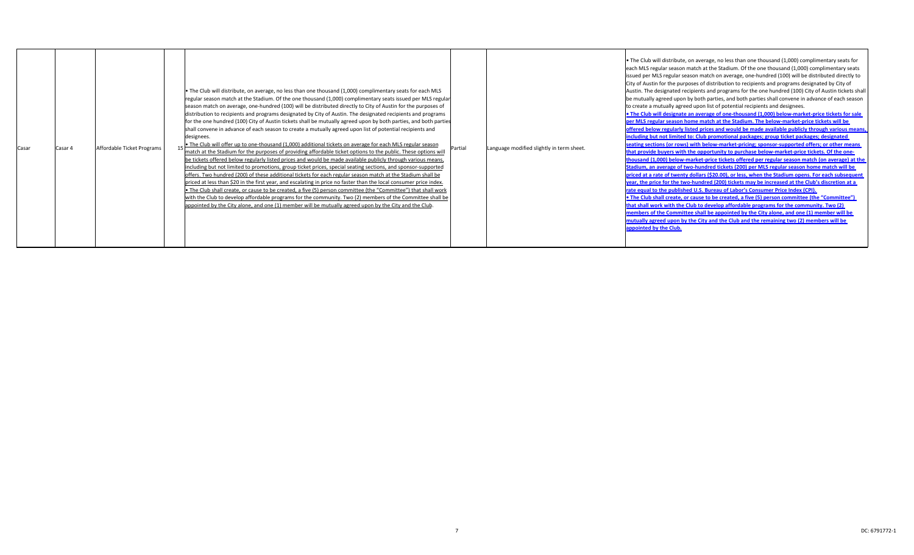| | | | | | | | |
|---|---|---|---|---|---|---|---|
| Casar | Casar 4 | Affordable Ticket Programs | 15 | • The Club will distribute, on average, no less than one thousand (1,000) complimentary seats for each MLS regular season match at the Stadium. Of the one thousand (1,000) complimentary seats issued per MLS regular season match on average, one-hundred (100) will be distributed directly to City of Austin for the purposes of distribution to recipients and programs designated by City of Austin. The designated recipients and programs for the one hundred (100) City of Austin tickets shall be mutually agreed upon by both parties, and both parties shall convene in advance of each season to create a mutually agreed upon list of potential recipients and designees.<br>• The Club will offer up to one-thousand (1,000) additional tickets on average for each MLS regular season match at the Stadium for the purposes of providing affordable ticket options to the public. These options will be tickets offered below regularly listed prices and would be made available publicly through various means, including but not limited to promotions, group ticket prices, special seating sections, and sponsor-supported offers. Two hundred (200) of these additional tickets for each regular season match at the Stadium shall be priced at less than $20 in the first year, and escalating in price no faster than the local consumer price index.<br>• The Club shall create, or cause to be created, a five (5) person committee (the "Committee") that shall work with the Club to develop affordable programs for the community. Two (2) members of the Committee shall be appointed by the City alone, and one (1) member will be mutually agreed upon by the City and the Club. | Partial | Language modified slightly in term sheet. | • The Club will distribute, on average, no less than one thousand (1,000) complimentary seats for each MLS regular season match at the Stadium. Of the one thousand (1,000) complimentary seats issued per MLS regular season match on average, one-hundred (100) will be distributed directly to City of Austin for the purposes of distribution to recipients and programs designated by City of Austin. The designated recipients and programs for the one hundred (100) City of Austin tickets shall be mutually agreed upon by both parties, and both parties shall convene in advance of each season to create a mutually agreed upon list of potential recipients and designees.<br>**• The Club will designate an average of one-thousand (1,000) below-market-price tickets for sale per MLS regular season home match at the Stadium. The below-market-price tickets will be offered below regularly listed prices and would be made available publicly through various means, including but not limited to: Club promotional packages; group ticket packages; designated seating sections (or rows) with below-market-pricing; sponsor-supported offers; or other means that provide buyers with the opportunity to purchase below-market-price tickets. Of the one-thousand (1,000) below-market-price tickets offered per regular season match (on average) at the Stadium, an average of two-hundred tickets (200) per MLS regular season home match will be priced at a rate of twenty dollars ($20.00), or less, when the Stadium opens. For each subsequent year, the price for the two-hundred (200) tickets may be increased at the Club's discretion at a rate equal to the published U.S. Bureau of Labor's Consumer Price Index (CPI).**<br>**• The Club shall create, or cause to be created, a five (5) person committee (the "Committee") that shall work with the Club to develop affordable programs for the community. Two (2) members of the Committee shall be appointed by the City alone, and one (1) member will be mutually agreed upon by the City and the Club and the remaining two (2) members will be appointed by the Club.** |